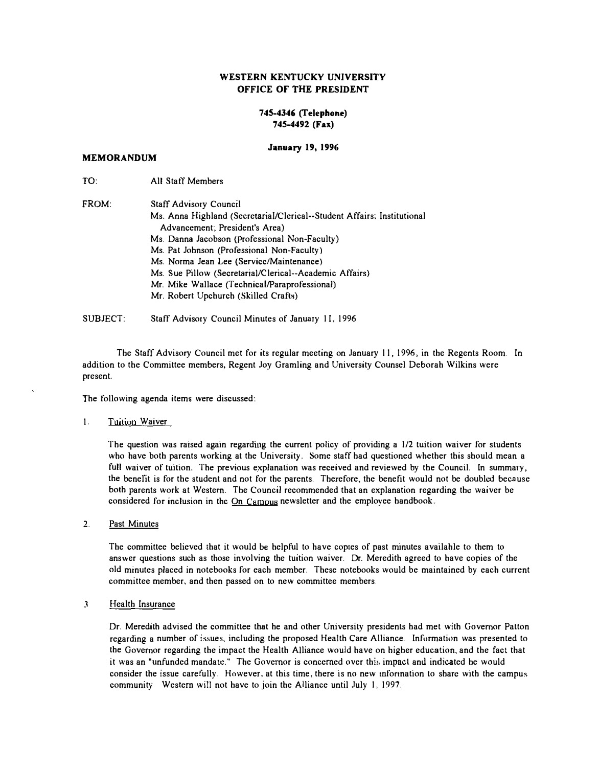# WESTERN KENTUCKY UNIVERSITY
## OFFICE OF THE PRESIDENT

**745-4346 (Telephone)**
**745-4492 (Fax)**

**January 19, 1996**

**MEMORANDUM**

TO: All Staff Members

FROM: Staff Advisory Council
Ms. Anna Highland (Secretarial/Clerical--Student Affairs; Institutional Advancement; President's Area)
Ms. Danna Jacobson (Professional Non-Faculty)
Ms. Pat Johnson (Professional Non-Faculty)
Ms. Norma Jean Lee (Service/Maintenance)
Ms. Sue Pillow (Secretarial/Clerical--Academic Affairs)
Mr. Mike Wallace (Technical/Paraprofessional)
Mr. Robert Upchurch (Skilled Crafts)

SUBJECT: Staff Advisory Council Minutes of January 11, 1996

The Staff Advisory Council met for its regular meeting on January 11, 1996, in the Regents Room. In addition to the Committee members, Regent Joy Gramling and University Counsel Deborah Wilkins were present.

The following agenda items were discussed:

1. Tuition Waiver

   The question was raised again regarding the current policy of providing a 1/2 tuition waiver for students who have both parents working at the University. Some staff had questioned whether this should mean a full waiver of tuition. The previous explanation was received and reviewed by the Council. In summary, the benefit is for the student and not for the parents. Therefore, the benefit would not be doubled because both parents work at Western. The Council recommended that an explanation regarding the waiver be considered for inclusion in the On Campus newsletter and the employee handbook.

2. Past Minutes

   The committee believed that it would be helpful to have copies of past minutes available to them to answer questions such as those involving the tuition waiver. Dr. Meredith agreed to have copies of the old minutes placed in notebooks for each member. These notebooks would be maintained by each current committee member, and then passed on to new committee members.

3. Health Insurance

   Dr. Meredith advised the committee that he and other University presidents had met with Governor Patton regarding a number of issues, including the proposed Health Care Alliance. Information was presented to the Governor regarding the impact the Health Alliance would have on higher education, and the fact that it was an "unfunded mandate." The Governor is concerned over this impact and indicated he would consider the issue carefully. However, at this time, there is no new information to share with the campus community. Western will not have to join the Alliance until July 1, 1997.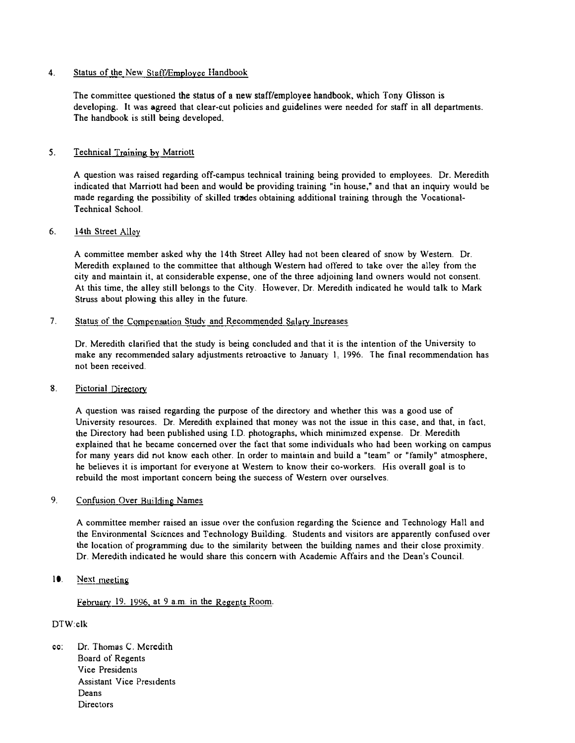4. Status of the New Staff/Employee Handbook

   The committee questioned the status of a new staff/employee handbook, which Tony Glisson is developing. It was agreed that clear-cut policies and guidelines were needed for staff in all departments. The handbook is still being developed.

5. Technical Training by Marriott

   A question was raised regarding off-campus technical training being provided to employees. Dr. Meredith indicated that Marriott had been and would be providing training "in house," and that an inquiry would be made regarding the possibility of skilled trades obtaining additional training through the Vocational-Technical School.

6. 14th Street Alley

   A committee member asked why the 14th Street Alley had not been cleared of snow by Western. Dr. Meredith explained to the committee that although Western had offered to take over the alley from the city and maintain it, at considerable expense, one of the three adjoining land owners would not consent. At this time, the alley still belongs to the City. However, Dr. Meredith indicated he would talk to Mark Struss about plowing this alley in the future.

7. Status of the Compensation Study and Recommended Salary Increases

   Dr. Meredith clarified that the study is being concluded and that it is the intention of the University to make any recommended salary adjustments retroactive to January 1, 1996. The final recommendation has not been received.

8. Pictorial Directory

   A question was raised regarding the purpose of the directory and whether this was a good use of University resources. Dr. Meredith explained that money was not the issue in this case, and that, in fact, the Directory had been published using I.D. photographs, which minimized expense. Dr. Meredith explained that he became concerned over the fact that some individuals who had been working on campus for many years did not know each other. In order to maintain and build a "team" or "family" atmosphere, he believes it is important for everyone at Western to know their co-workers. His overall goal is to rebuild the most important concern being the success of Western over ourselves.

9. Confusion Over Building Names

   A committee member raised an issue over the confusion regarding the Science and Technology Hall and the Environmental Sciences and Technology Building. Students and visitors are apparently confused over the location of programming due to the similarity between the building names and their close proximity. Dr. Meredith indicated he would share this concern with Academic Affairs and the Dean's Council.

10. Next meeting

    February 19, 1996, at 9 a.m. in the Regents Room.

DTW:clk

cc: Dr. Thomas C. Meredith
    Board of Regents
    Vice Presidents
    Assistant Vice Presidents
    Deans
    Directors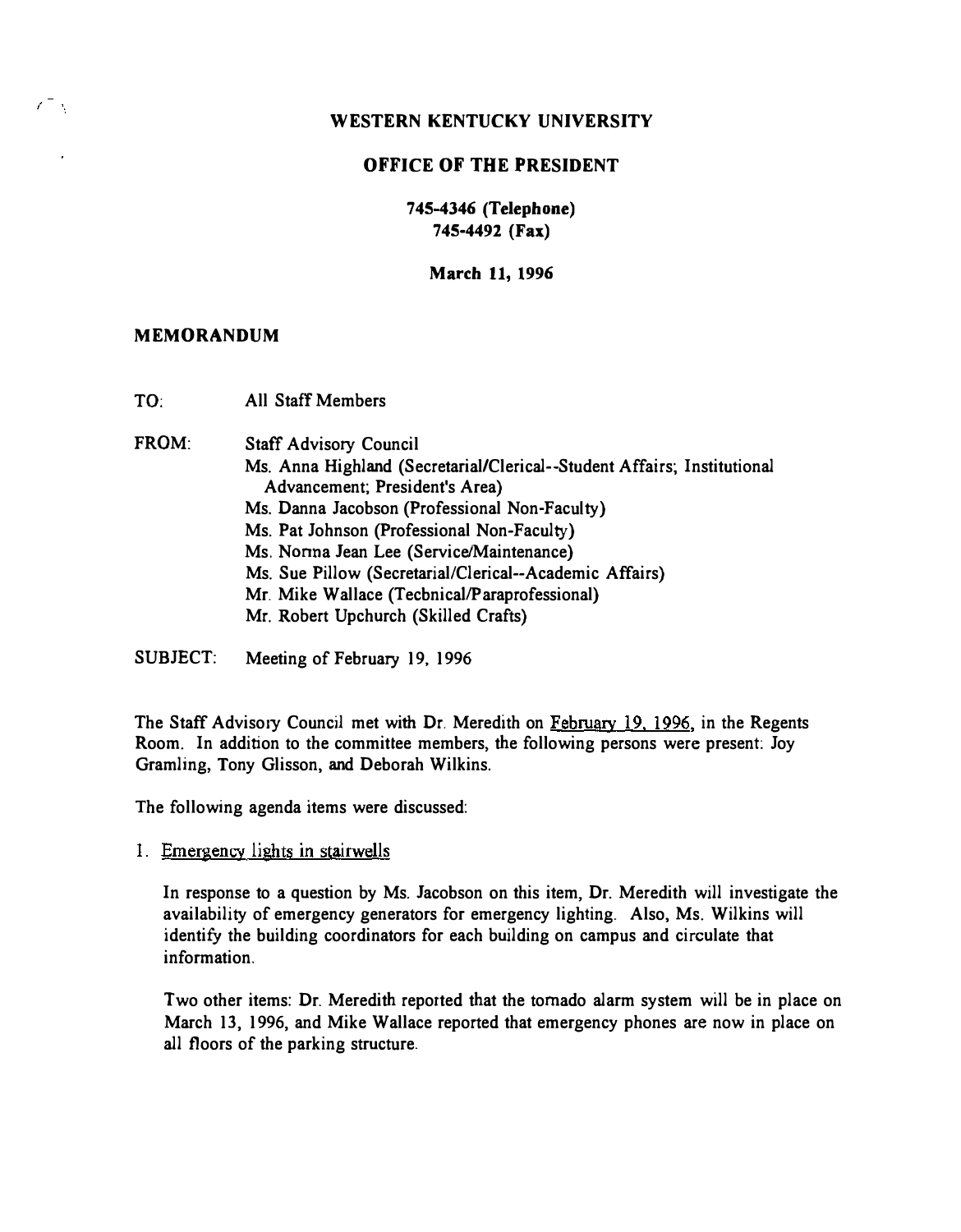**WESTERN KENTUCKY UNIVERSITY**

**OFFICE OF THE PRESIDENT**

**745-4346 (Telephone)**
**745-4492 (Fax)**

**March 11, 1996**

**MEMORANDUM**

TO: All Staff Members

FROM: Staff Advisory Council
Ms. Anna Highland (Secretarial/Clerical--Student Affairs; Institutional Advancement; President's Area)
Ms. Danna Jacobson (Professional Non-Faculty)
Ms. Pat Johnson (Professional Non-Faculty)
Ms. Norma Jean Lee (Service/Maintenance)
Ms. Sue Pillow (Secretarial/Clerical--Academic Affairs)
Mr. Mike Wallace (Technical/Paraprofessional)
Mr. Robert Upchurch (Skilled Crafts)

SUBJECT: Meeting of February 19, 1996

The Staff Advisory Council met with Dr. Meredith on February 19, 1996, in the Regents Room. In addition to the committee members, the following persons were present: Joy Gramling, Tony Glisson, and Deborah Wilkins.

The following agenda items were discussed:

1. Emergency lights in stairwells

   In response to a question by Ms. Jacobson on this item, Dr. Meredith will investigate the availability of emergency generators for emergency lighting. Also, Ms. Wilkins will identify the building coordinators for each building on campus and circulate that information.

   Two other items: Dr. Meredith reported that the tornado alarm system will be in place on March 13, 1996, and Mike Wallace reported that emergency phones are now in place on all floors of the parking structure.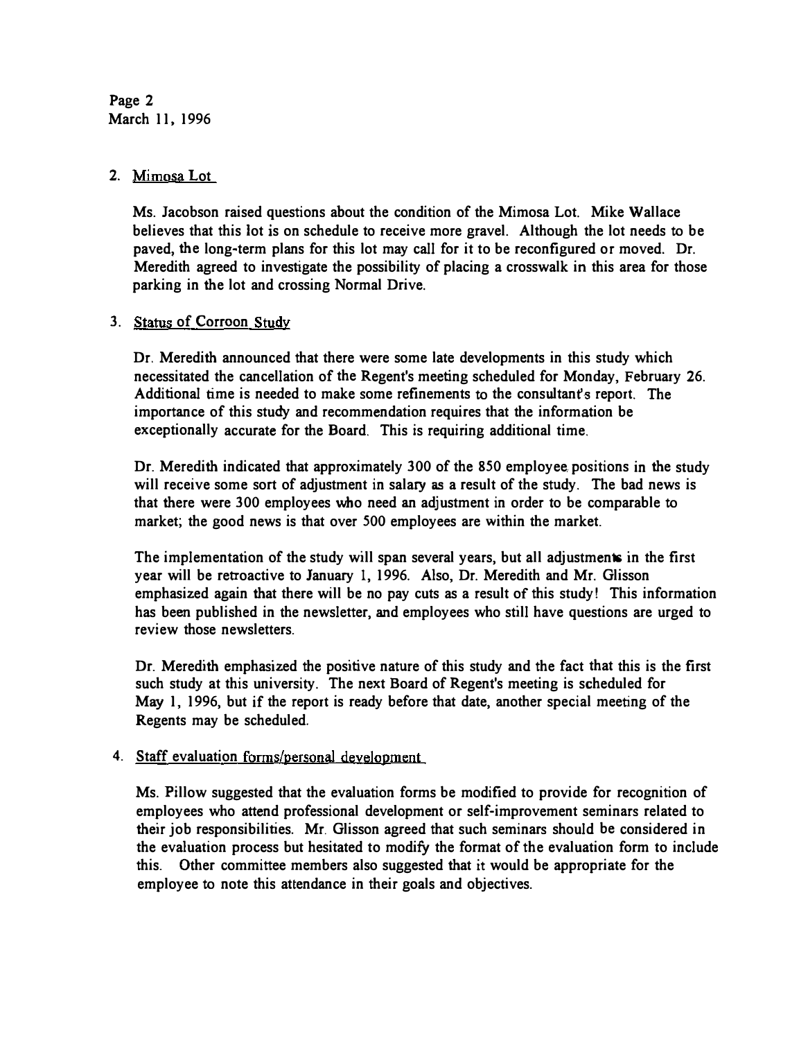2. Mimosa Lot

   Ms. Jacobson raised questions about the condition of the Mimosa Lot. Mike Wallace believes that this lot is on schedule to receive more gravel. Although the lot needs to be paved, the long-term plans for this lot may call for it to be reconfigured or moved. Dr. Meredith agreed to investigate the possibility of placing a crosswalk in this area for those parking in the lot and crossing Normal Drive.

3. Status of Corroon Study

   Dr. Meredith announced that there were some late developments in this study which necessitated the cancellation of the Regent's meeting scheduled for Monday, February 26. Additional time is needed to make some refinements to the consultant's report. The importance of this study and recommendation requires that the information be exceptionally accurate for the Board. This is requiring additional time.

   Dr. Meredith indicated that approximately 300 of the 850 employee positions in the study will receive some sort of adjustment in salary as a result of the study. The bad news is that there were 300 employees who need an adjustment in order to be comparable to market; the good news is that over 500 employees are within the market.

   The implementation of the study will span several years, but all adjustments in the first year will be retroactive to January 1, 1996. Also, Dr. Meredith and Mr. Glisson emphasized again that there will be no pay cuts as a result of this study! This information has been published in the newsletter, and employees who still have questions are urged to review those newsletters.

   Dr. Meredith emphasized the positive nature of this study and the fact that this is the first such study at this university. The next Board of Regent's meeting is scheduled for May 1, 1996, but if the report is ready before that date, another special meeting of the Regents may be scheduled.

4. Staff evaluation forms/personal development

   Ms. Pillow suggested that the evaluation forms be modified to provide for recognition of employees who attend professional development or self-improvement seminars related to their job responsibilities. Mr. Glisson agreed that such seminars should be considered in the evaluation process but hesitated to modify the format of the evaluation form to include this. Other committee members also suggested that it would be appropriate for the employee to note this attendance in their goals and objectives.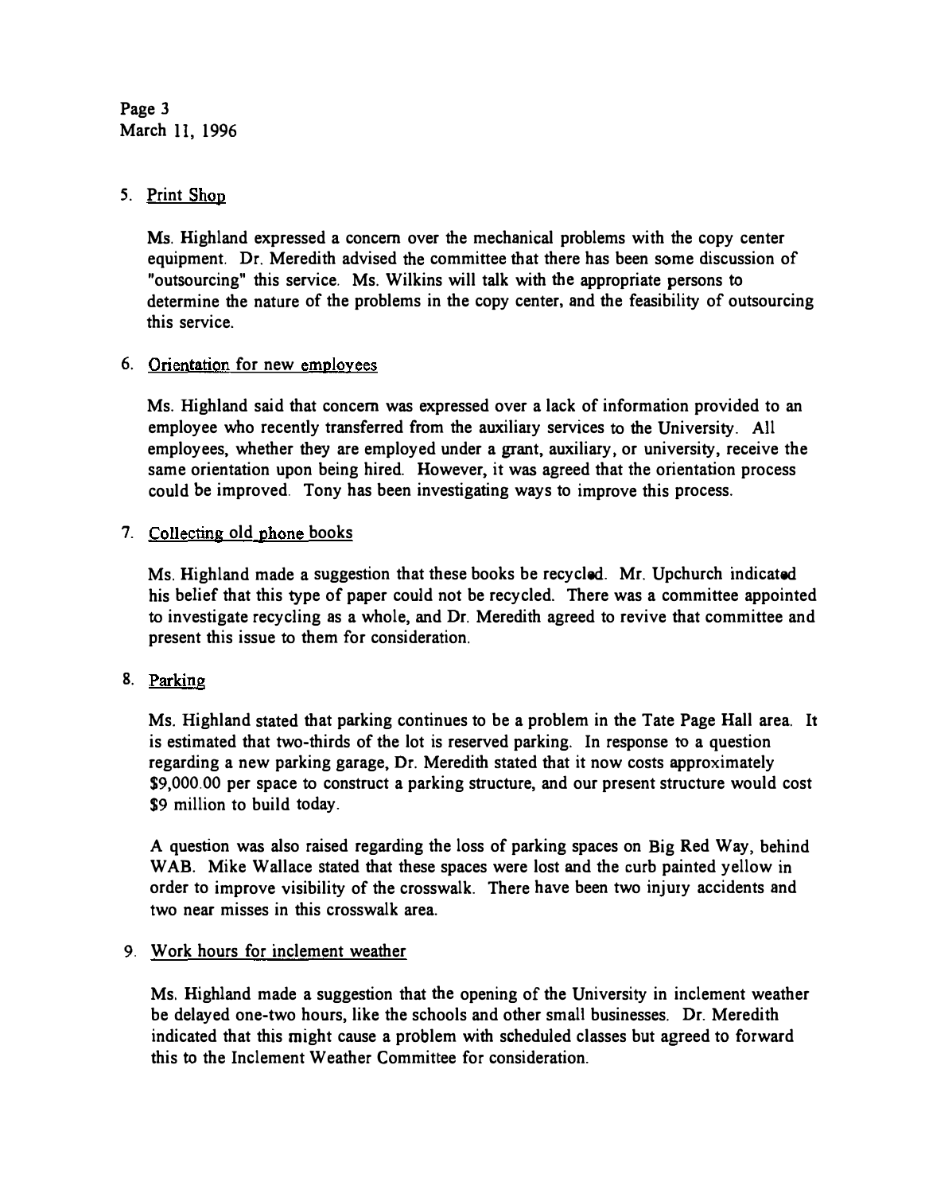5. Print Shop

   Ms. Highland expressed a concern over the mechanical problems with the copy center equipment. Dr. Meredith advised the committee that there has been some discussion of "outsourcing" this service. Ms. Wilkins will talk with the appropriate persons to determine the nature of the problems in the copy center, and the feasibility of outsourcing this service.

6. Orientation for new employees

   Ms. Highland said that concern was expressed over a lack of information provided to an employee who recently transferred from the auxiliary services to the University. All employees, whether they are employed under a grant, auxiliary, or university, receive the same orientation upon being hired. However, it was agreed that the orientation process could be improved. Tony has been investigating ways to improve this process.

7. Collecting old phone books

   Ms. Highland made a suggestion that these books be recycled. Mr. Upchurch indicated his belief that this type of paper could not be recycled. There was a committee appointed to investigate recycling as a whole, and Dr. Meredith agreed to revive that committee and present this issue to them for consideration.

8. Parking

   Ms. Highland stated that parking continues to be a problem in the Tate Page Hall area. It is estimated that two-thirds of the lot is reserved parking. In response to a question regarding a new parking garage, Dr. Meredith stated that it now costs approximately $9,000.00 per space to construct a parking structure, and our present structure would cost $9 million to build today.

   A question was also raised regarding the loss of parking spaces on Big Red Way, behind WAB. Mike Wallace stated that these spaces were lost and the curb painted yellow in order to improve visibility of the crosswalk. There have been two injury accidents and two near misses in this crosswalk area.

9. Work hours for inclement weather

   Ms. Highland made a suggestion that the opening of the University in inclement weather be delayed one-two hours, like the schools and other small businesses. Dr. Meredith indicated that this might cause a problem with scheduled classes but agreed to forward this to the Inclement Weather Committee for consideration.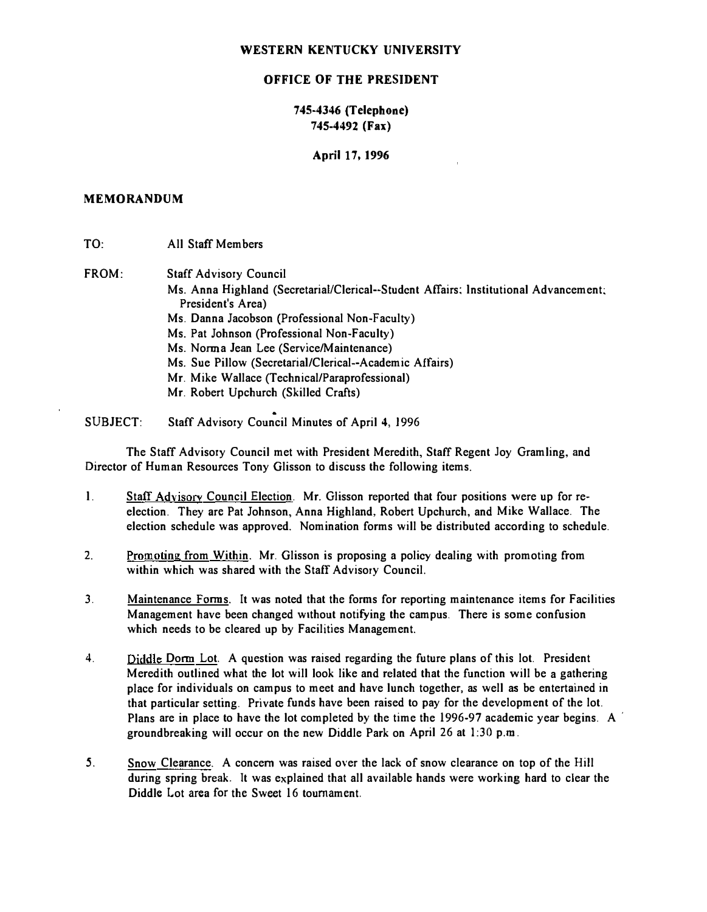**WESTERN KENTUCKY UNIVERSITY**

**OFFICE OF THE PRESIDENT**

**745-4346 (Telephone)**
**745-4492 (Fax)**

**April 17, 1996**

**MEMORANDUM**

TO: All Staff Members

FROM: Staff Advisory Council
Ms. Anna Highland (Secretarial/Clerical--Student Affairs; Institutional Advancement; President's Area)
Ms. Danna Jacobson (Professional Non-Faculty)
Ms. Pat Johnson (Professional Non-Faculty)
Ms. Norma Jean Lee (Service/Maintenance)
Ms. Sue Pillow (Secretarial/Clerical--Academic Affairs)
Mr. Mike Wallace (Technical/Paraprofessional)
Mr. Robert Upchurch (Skilled Crafts)

SUBJECT: Staff Advisory Council Minutes of April 4, 1996

The Staff Advisory Council met with President Meredith, Staff Regent Joy Gramling, and Director of Human Resources Tony Glisson to discuss the following items.

1. Staff Advisory Council Election. Mr. Glisson reported that four positions were up for re-election. They are Pat Johnson, Anna Highland, Robert Upchurch, and Mike Wallace. The election schedule was approved. Nomination forms will be distributed according to schedule.

2. Promoting from Within. Mr. Glisson is proposing a policy dealing with promoting from within which was shared with the Staff Advisory Council.

3. Maintenance Forms. It was noted that the forms for reporting maintenance items for Facilities Management have been changed without notifying the campus. There is some confusion which needs to be cleared up by Facilities Management.

4. Diddle Dorm Lot. A question was raised regarding the future plans of this lot. President Meredith outlined what the lot will look like and related that the function will be a gathering place for individuals on campus to meet and have lunch together, as well as be entertained in that particular setting. Private funds have been raised to pay for the development of the lot. Plans are in place to have the lot completed by the time the 1996-97 academic year begins. A groundbreaking will occur on the new Diddle Park on April 26 at 1:30 p.m.

5. Snow Clearance. A concern was raised over the lack of snow clearance on top of the Hill during spring break. It was explained that all available hands were working hard to clear the Diddle Lot area for the Sweet 16 tournament.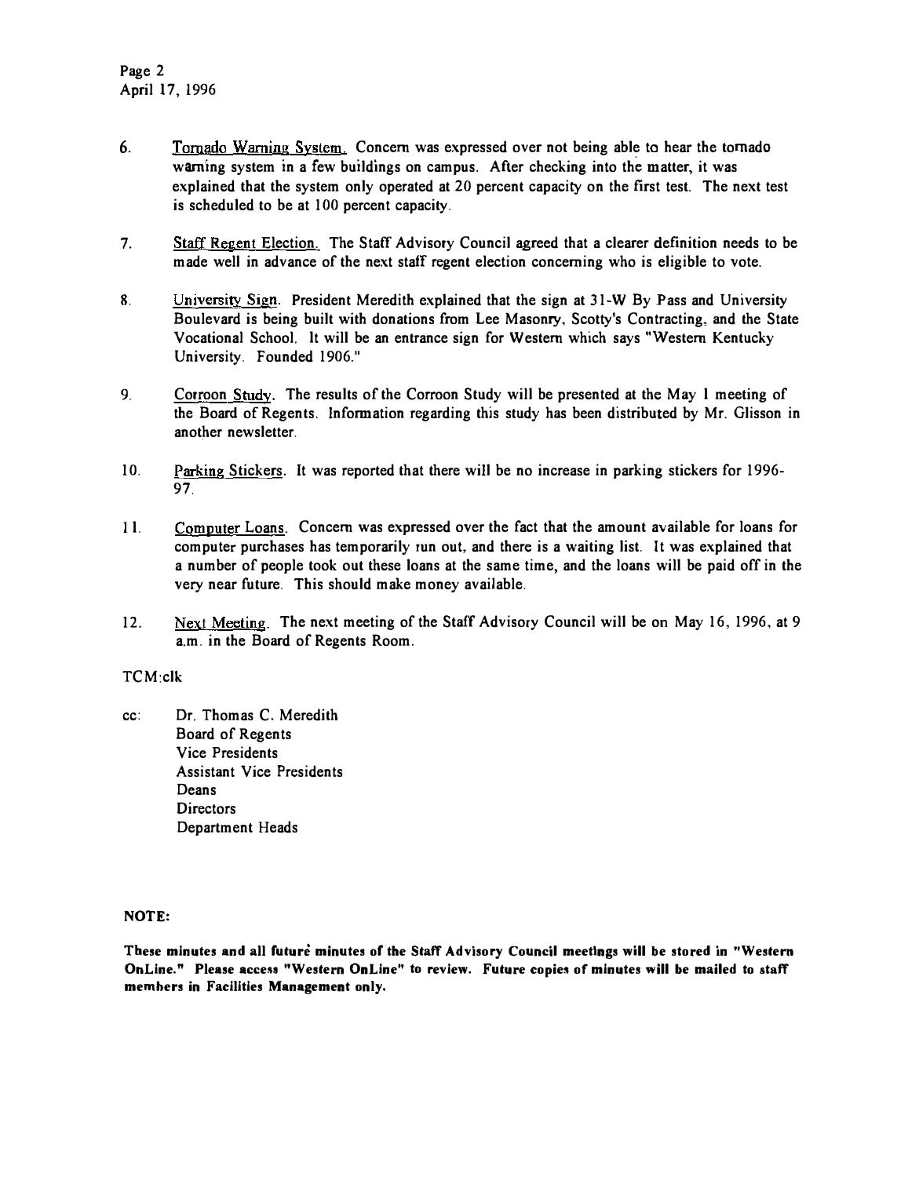6. Tornado Warning System. Concern was expressed over not being able to hear the tornado warning system in a few buildings on campus. After checking into the matter, it was explained that the system only operated at 20 percent capacity on the first test. The next test is scheduled to be at 100 percent capacity.

7. Staff Regent Election. The Staff Advisory Council agreed that a clearer definition needs to be made well in advance of the next staff regent election concerning who is eligible to vote.

8. University Sign. President Meredith explained that the sign at 31-W By Pass and University Boulevard is being built with donations from Lee Masonry, Scotty's Contracting, and the State Vocational School. It will be an entrance sign for Western which says "Western Kentucky University. Founded 1906."

9. Corroon Study. The results of the Corroon Study will be presented at the May 1 meeting of the Board of Regents. Information regarding this study has been distributed by Mr. Glisson in another newsletter.

10. Parking Stickers. It was reported that there will be no increase in parking stickers for 1996-97.

11. Computer Loans. Concern was expressed over the fact that the amount available for loans for computer purchases has temporarily run out, and there is a waiting list. It was explained that a number of people took out these loans at the same time, and the loans will be paid off in the very near future. This should make money available.

12. Next Meeting. The next meeting of the Staff Advisory Council will be on May 16, 1996, at 9 a.m. in the Board of Regents Room.

TCM:clk

cc: Dr. Thomas C. Meredith
Board of Regents
Vice Presidents
Assistant Vice Presidents
Deans
Directors
Department Heads

**NOTE:**

**These minutes and all future minutes of the Staff Advisory Council meetings will be stored in "Western OnLine." Please access "Western OnLine" to review. Future copies of minutes will be mailed to staff members in Facilities Management only.**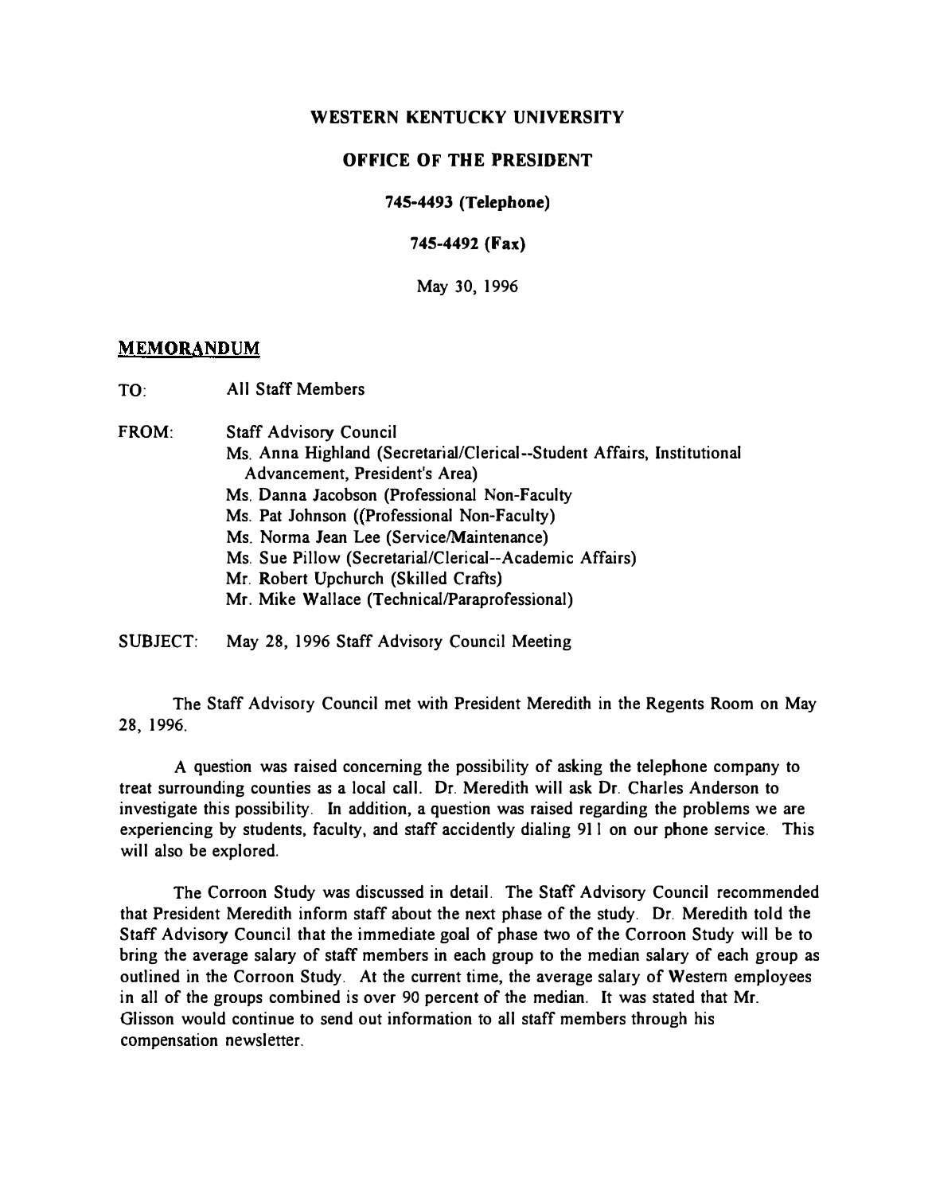**WESTERN KENTUCKY UNIVERSITY**

**OFFICE OF THE PRESIDENT**

**745-4493 (Telephone)**

**745-4492 (Fax)**

May 30, 1996

## MEMORANDUM

TO: All Staff Members

FROM: Staff Advisory Council
Ms. Anna Highland (Secretarial/Clerical--Student Affairs, Institutional Advancement, President's Area)
Ms. Danna Jacobson (Professional Non-Faculty
Ms. Pat Johnson ((Professional Non-Faculty)
Ms. Norma Jean Lee (Service/Maintenance)
Ms. Sue Pillow (Secretarial/Clerical--Academic Affairs)
Mr. Robert Upchurch (Skilled Crafts)
Mr. Mike Wallace (Technical/Paraprofessional)

SUBJECT: May 28, 1996 Staff Advisory Council Meeting

The Staff Advisory Council met with President Meredith in the Regents Room on May 28, 1996.

A question was raised concerning the possibility of asking the telephone company to treat surrounding counties as a local call. Dr. Meredith will ask Dr. Charles Anderson to investigate this possibility. In addition, a question was raised regarding the problems we are experiencing by students, faculty, and staff accidently dialing 911 on our phone service. This will also be explored.

The Corroon Study was discussed in detail. The Staff Advisory Council recommended that President Meredith inform staff about the next phase of the study. Dr. Meredith told the Staff Advisory Council that the immediate goal of phase two of the Corroon Study will be to bring the average salary of staff members in each group to the median salary of each group as outlined in the Corroon Study. At the current time, the average salary of Western employees in all of the groups combined is over 90 percent of the median. It was stated that Mr. Glisson would continue to send out information to all staff members through his compensation newsletter.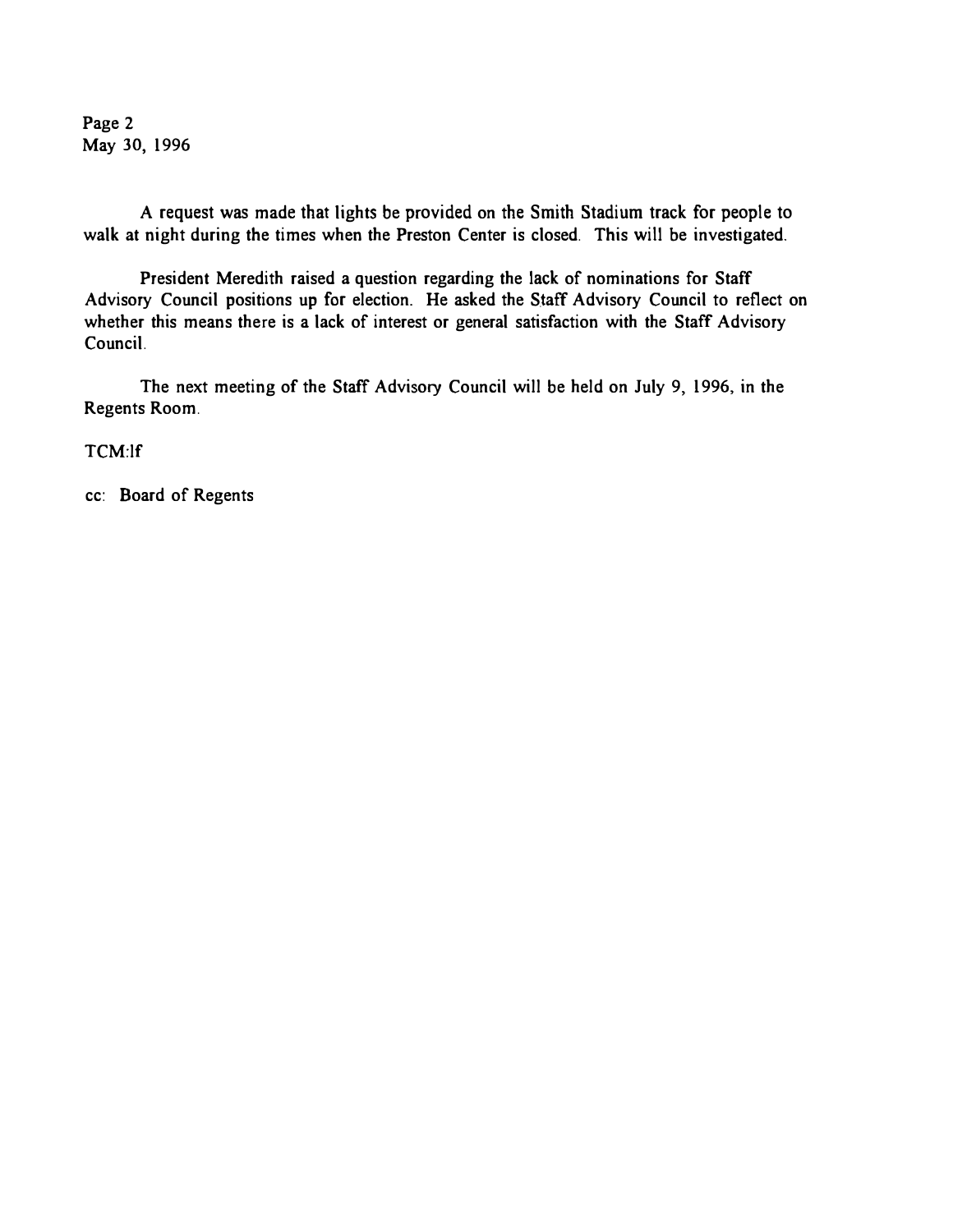A request was made that lights be provided on the Smith Stadium track for people to walk at night during the times when the Preston Center is closed. This will be investigated.

President Meredith raised a question regarding the lack of nominations for Staff Advisory Council positions up for election. He asked the Staff Advisory Council to reflect on whether this means there is a lack of interest or general satisfaction with the Staff Advisory Council.

The next meeting of the Staff Advisory Council will be held on July 9, 1996, in the Regents Room.

TCM:lf

cc: Board of Regents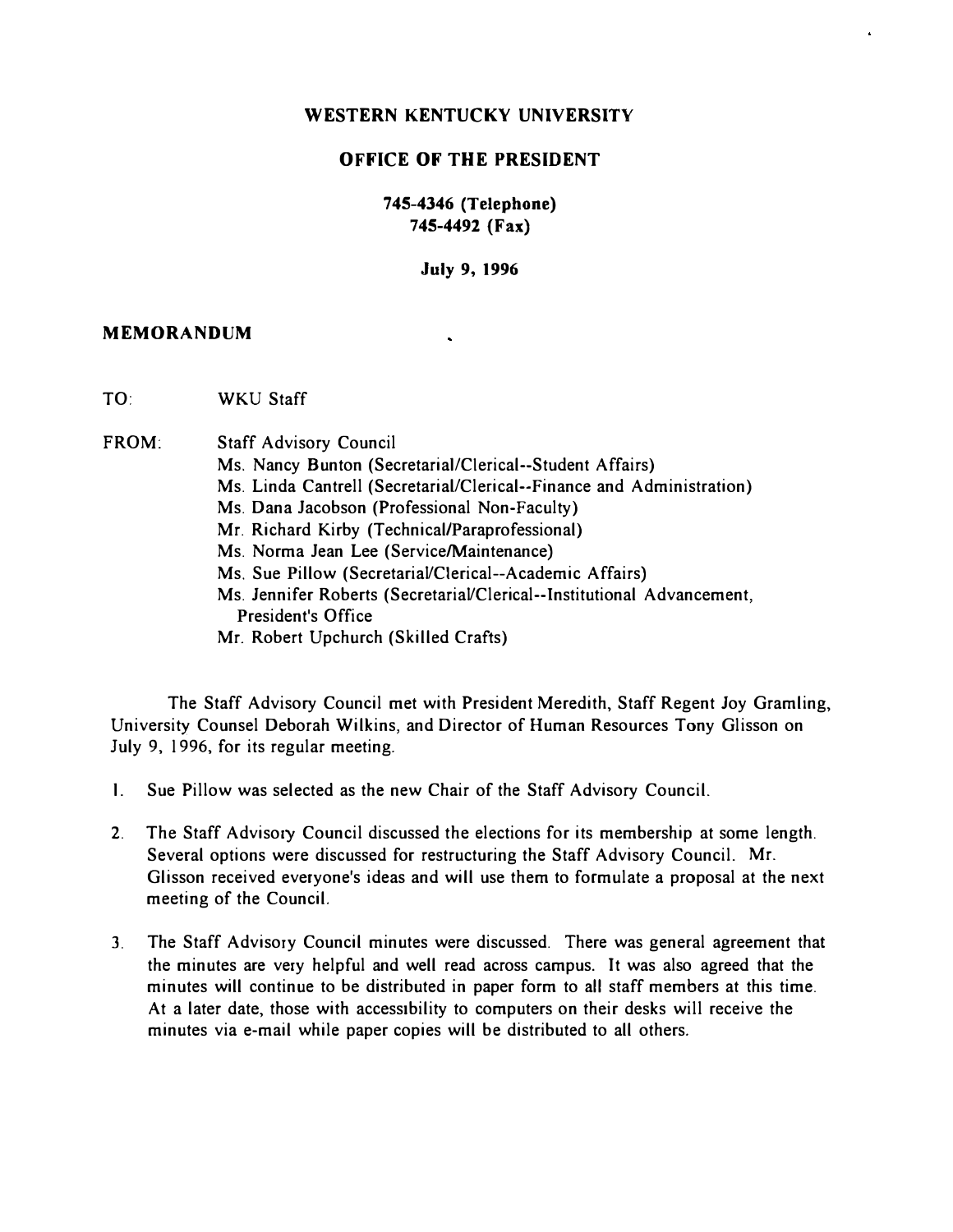**WESTERN KENTUCKY UNIVERSITY**

**OFFICE OF THE PRESIDENT**

**745-4346 (Telephone)**
**745-4492 (Fax)**

**July 9, 1996**

**MEMORANDUM**

TO: WKU Staff

FROM: Staff Advisory Council
Ms. Nancy Bunton (Secretarial/Clerical--Student Affairs)
Ms. Linda Cantrell (Secretarial/Clerical--Finance and Administration)
Ms. Dana Jacobson (Professional Non-Faculty)
Mr. Richard Kirby (Technical/Paraprofessional)
Ms. Norma Jean Lee (Service/Maintenance)
Ms. Sue Pillow (Secretarial/Clerical--Academic Affairs)
Ms. Jennifer Roberts (Secretarial/Clerical--Institutional Advancement, President's Office
Mr. Robert Upchurch (Skilled Crafts)

The Staff Advisory Council met with President Meredith, Staff Regent Joy Gramling, University Counsel Deborah Wilkins, and Director of Human Resources Tony Glisson on July 9, 1996, for its regular meeting.

1. Sue Pillow was selected as the new Chair of the Staff Advisory Council.

2. The Staff Advisory Council discussed the elections for its membership at some length. Several options were discussed for restructuring the Staff Advisory Council. Mr. Glisson received everyone's ideas and will use them to formulate a proposal at the next meeting of the Council.

3. The Staff Advisory Council minutes were discussed. There was general agreement that the minutes are very helpful and well read across campus. It was also agreed that the minutes will continue to be distributed in paper form to all staff members at this time. At a later date, those with accessibility to computers on their desks will receive the minutes via e-mail while paper copies will be distributed to all others.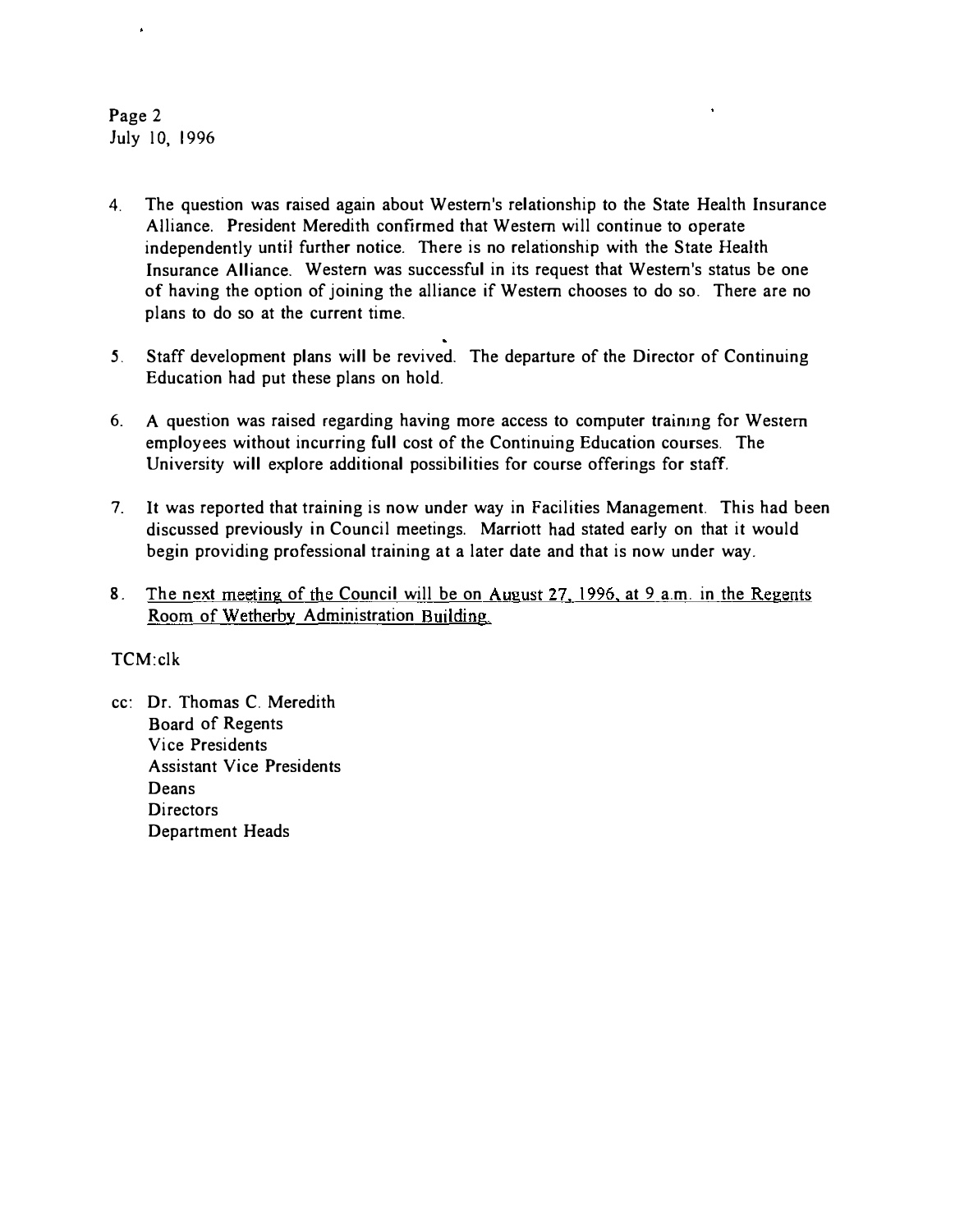4. The question was raised again about Western's relationship to the State Health Insurance Alliance. President Meredith confirmed that Western will continue to operate independently until further notice. There is no relationship with the State Health Insurance Alliance. Western was successful in its request that Western's status be one of having the option of joining the alliance if Western chooses to do so. There are no plans to do so at the current time.

5. Staff development plans will be revived. The departure of the Director of Continuing Education had put these plans on hold.

6. A question was raised regarding having more access to computer training for Western employees without incurring full cost of the Continuing Education courses. The University will explore additional possibilities for course offerings for staff.

7. It was reported that training is now under way in Facilities Management. This had been discussed previously in Council meetings. Marriott had stated early on that it would begin providing professional training at a later date and that is now under way.

8. The next meeting of the Council will be on August 27, 1996, at 9 a.m. in the Regents Room of Wetherby Administration Building.

TCM:clk

cc: Dr. Thomas C. Meredith
Board of Regents
Vice Presidents
Assistant Vice Presidents
Deans
Directors
Department Heads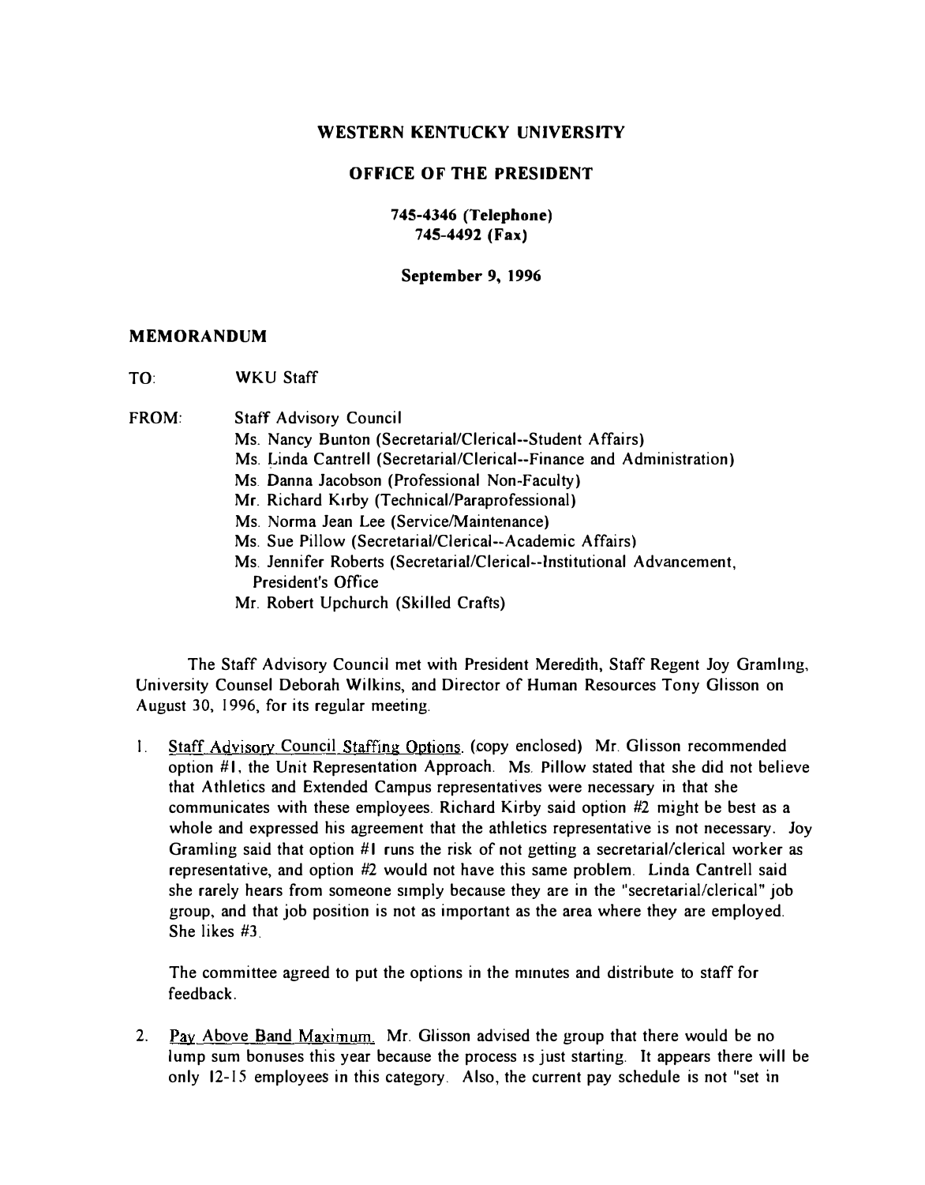**WESTERN KENTUCKY UNIVERSITY**

**OFFICE OF THE PRESIDENT**

**745-4346 (Telephone)**
**745-4492 (Fax)**

**September 9, 1996**

## MEMORANDUM

TO: WKU Staff

FROM: Staff Advisory Council
Ms. Nancy Bunton (Secretarial/Clerical--Student Affairs)
Ms. Linda Cantrell (Secretarial/Clerical--Finance and Administration)
Ms. Danna Jacobson (Professional Non-Faculty)
Mr. Richard Kirby (Technical/Paraprofessional)
Ms. Norma Jean Lee (Service/Maintenance)
Ms. Sue Pillow (Secretarial/Clerical--Academic Affairs)
Ms. Jennifer Roberts (Secretarial/Clerical--Institutional Advancement, President's Office
Mr. Robert Upchurch (Skilled Crafts)

The Staff Advisory Council met with President Meredith, Staff Regent Joy Gramling, University Counsel Deborah Wilkins, and Director of Human Resources Tony Glisson on August 30, 1996, for its regular meeting.

1. Staff Advisory Council Staffing Options. (copy enclosed) Mr. Glisson recommended option #1, the Unit Representation Approach. Ms. Pillow stated that she did not believe that Athletics and Extended Campus representatives were necessary in that she communicates with these employees. Richard Kirby said option #2 might be best as a whole and expressed his agreement that the athletics representative is not necessary. Joy Gramling said that option #1 runs the risk of not getting a secretarial/clerical worker as representative, and option #2 would not have this same problem. Linda Cantrell said she rarely hears from someone simply because they are in the "secretarial/clerical" job group, and that job position is not as important as the area where they are employed. She likes #3.

   The committee agreed to put the options in the minutes and distribute to staff for feedback.

2. Pay Above Band Maximum. Mr. Glisson advised the group that there would be no lump sum bonuses this year because the process is just starting. It appears there will be only 12-15 employees in this category. Also, the current pay schedule is not "set in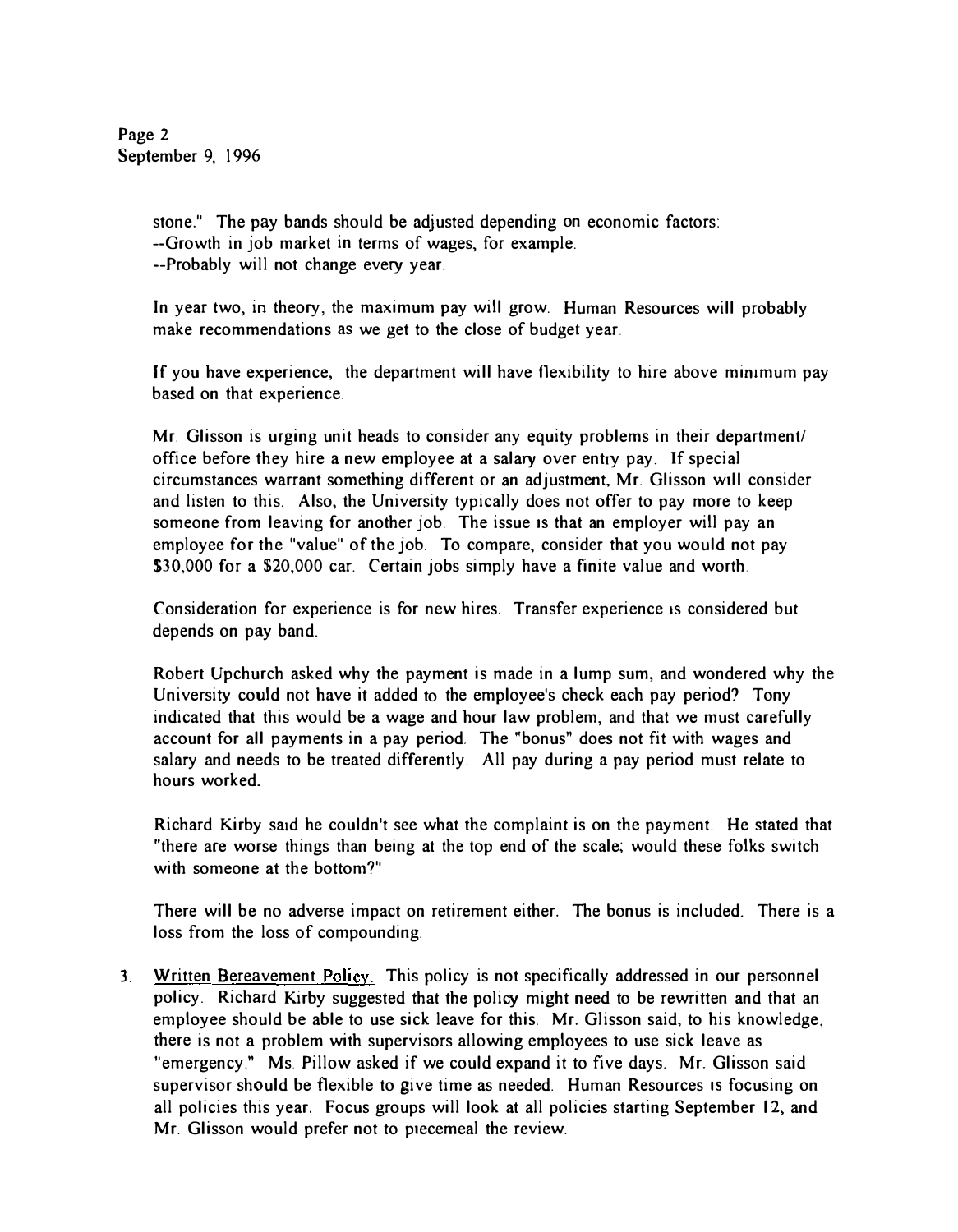stone." The pay bands should be adjusted depending on economic factors:
--Growth in job market in terms of wages, for example.
--Probably will not change every year.

In year two, in theory, the maximum pay will grow. Human Resources will probably make recommendations as we get to the close of budget year.

If you have experience, the department will have flexibility to hire above minimum pay based on that experience.

Mr. Glisson is urging unit heads to consider any equity problems in their department/ office before they hire a new employee at a salary over entry pay. If special circumstances warrant something different or an adjustment, Mr. Glisson will consider and listen to this. Also, the University typically does not offer to pay more to keep someone from leaving for another job. The issue is that an employer will pay an employee for the "value" of the job. To compare, consider that you would not pay $30,000 for a $20,000 car. Certain jobs simply have a finite value and worth.

Consideration for experience is for new hires. Transfer experience is considered but depends on pay band.

Robert Upchurch asked why the payment is made in a lump sum, and wondered why the University could not have it added to the employee's check each pay period? Tony indicated that this would be a wage and hour law problem, and that we must carefully account for all payments in a pay period. The "bonus" does not fit with wages and salary and needs to be treated differently. All pay during a pay period must relate to hours worked.

Richard Kirby said he couldn't see what the complaint is on the payment. He stated that "there are worse things than being at the top end of the scale; would these folks switch with someone at the bottom?"

There will be no adverse impact on retirement either. The bonus is included. There is a loss from the loss of compounding.

3. Written Bereavement Policy. This policy is not specifically addressed in our personnel policy. Richard Kirby suggested that the policy might need to be rewritten and that an employee should be able to use sick leave for this. Mr. Glisson said, to his knowledge, there is not a problem with supervisors allowing employees to use sick leave as "emergency." Ms. Pillow asked if we could expand it to five days. Mr. Glisson said supervisor should be flexible to give time as needed. Human Resources is focusing on all policies this year. Focus groups will look at all policies starting September 12, and Mr. Glisson would prefer not to piecemeal the review.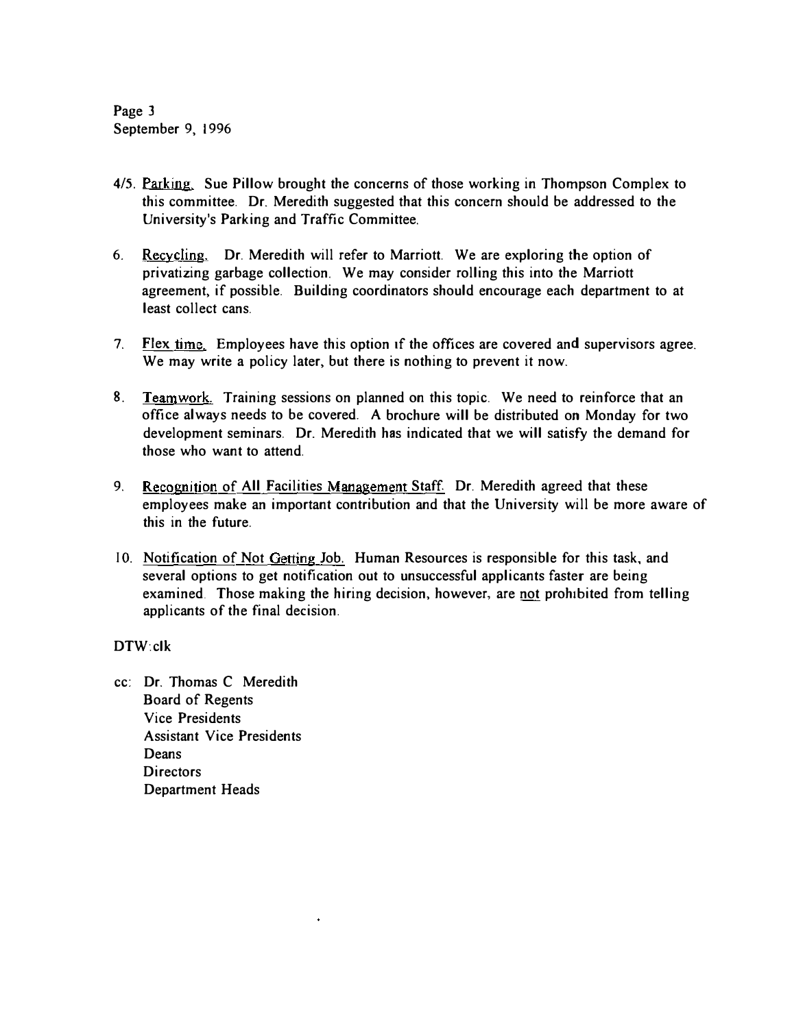4/5. Parking. Sue Pillow brought the concerns of those working in Thompson Complex to this committee. Dr. Meredith suggested that this concern should be addressed to the University's Parking and Traffic Committee.

6. Recycling. Dr. Meredith will refer to Marriott. We are exploring the option of privatizing garbage collection. We may consider rolling this into the Marriott agreement, if possible. Building coordinators should encourage each department to at least collect cans.

7. Flex time. Employees have this option if the offices are covered and supervisors agree. We may write a policy later, but there is nothing to prevent it now.

8. Teamwork. Training sessions on planned on this topic. We need to reinforce that an office always needs to be covered. A brochure will be distributed on Monday for two development seminars. Dr. Meredith has indicated that we will satisfy the demand for those who want to attend.

9. Recognition of All Facilities Management Staff. Dr. Meredith agreed that these employees make an important contribution and that the University will be more aware of this in the future.

10. Notification of Not Getting Job. Human Resources is responsible for this task, and several options to get notification out to unsuccessful applicants faster are being examined. Those making the hiring decision, however, are not prohibited from telling applicants of the final decision.

DTW:clk

cc: Dr. Thomas C Meredith
Board of Regents
Vice Presidents
Assistant Vice Presidents
Deans
Directors
Department Heads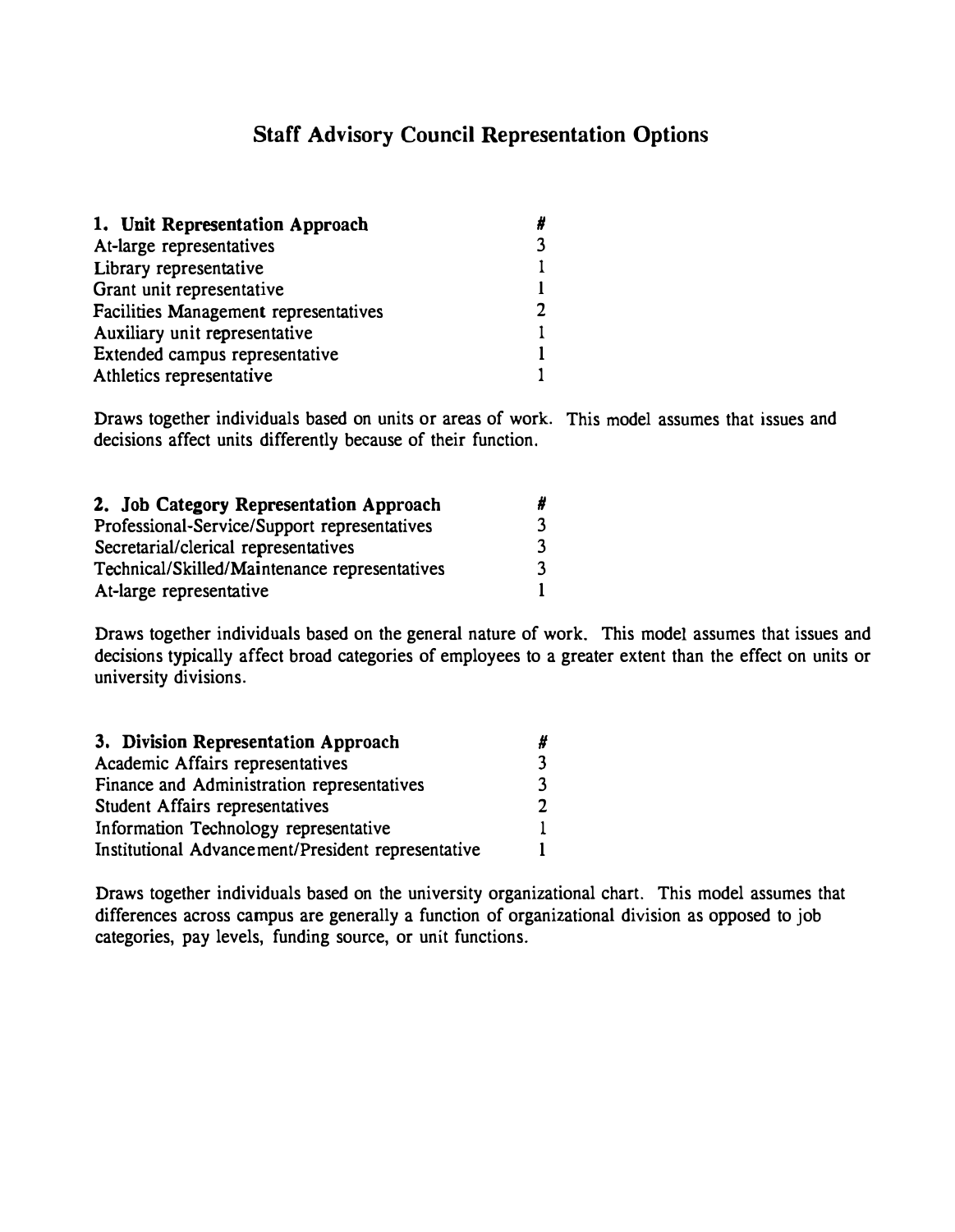# Staff Advisory Council Representation Options

| 1. Unit Representation Approach | # |
| --- | --- |
| At-large representatives | 3 |
| Library representative | 1 |
| Grant unit representative | 1 |
| Facilities Management representatives | 2 |
| Auxiliary unit representative | 1 |
| Extended campus representative | 1 |
| Athletics representative | 1 |

Draws together individuals based on units or areas of work. This model assumes that issues and decisions affect units differently because of their function.

| 2. Job Category Representation Approach | # |
| --- | --- |
| Professional-Service/Support representatives | 3 |
| Secretarial/clerical representatives | 3 |
| Technical/Skilled/Maintenance representatives | 3 |
| At-large representative | 1 |

Draws together individuals based on the general nature of work. This model assumes that issues and decisions typically affect broad categories of employees to a greater extent than the effect on units or university divisions.

| 3. Division Representation Approach | # |
| --- | --- |
| Academic Affairs representatives | 3 |
| Finance and Administration representatives | 3 |
| Student Affairs representatives | 2 |
| Information Technology representative | 1 |
| Institutional Advancement/President representative | 1 |

Draws together individuals based on the university organizational chart. This model assumes that differences across campus are generally a function of organizational division as opposed to job categories, pay levels, funding source, or unit functions.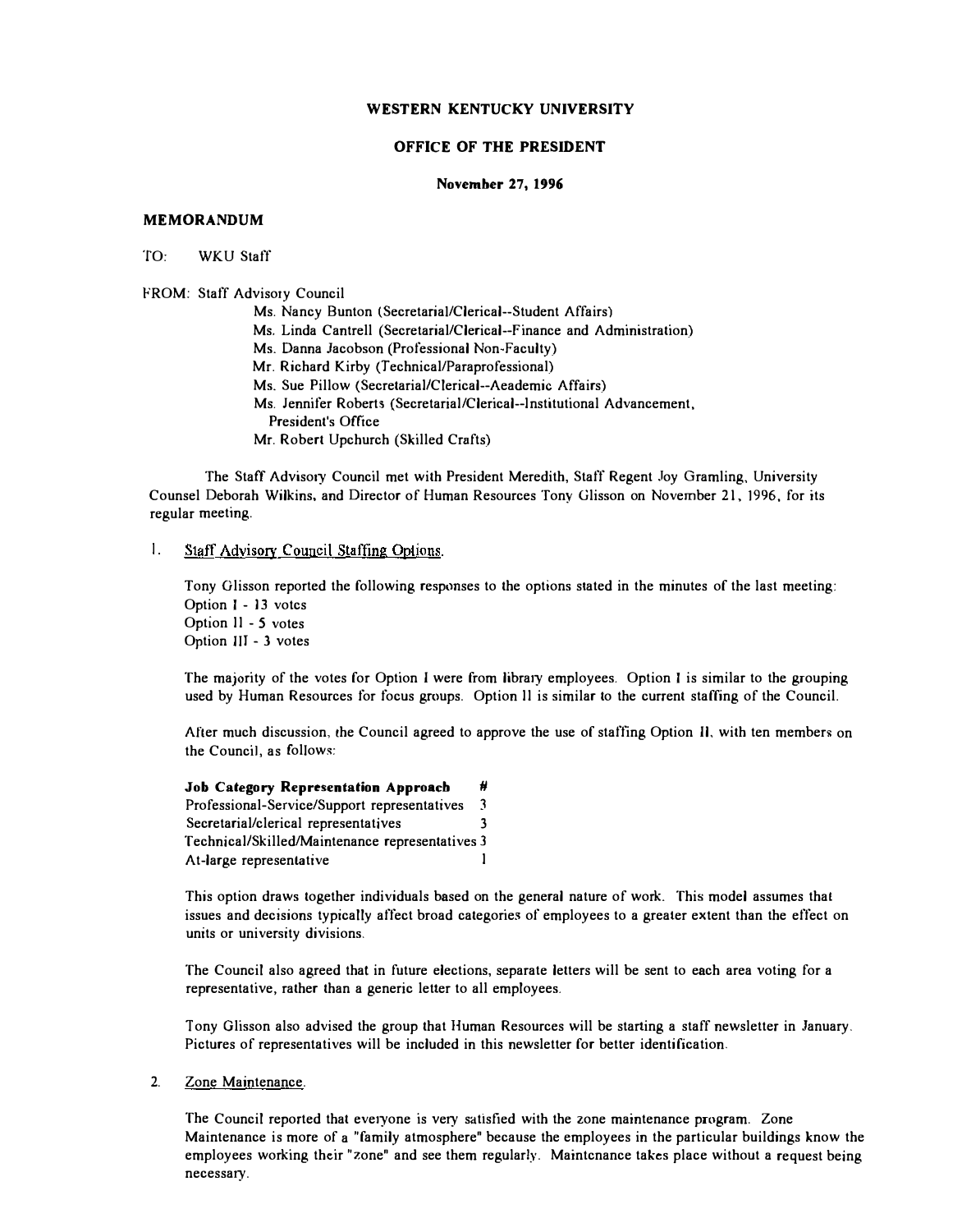**WESTERN KENTUCKY UNIVERSITY**

**OFFICE OF THE PRESIDENT**

**November 27, 1996**

**MEMORANDUM**

TO: WKU Staff

FROM: Staff Advisory Council
- Ms. Nancy Bunton (Secretarial/Clerical--Student Affairs)
- Ms. Linda Cantrell (Secretarial/Clerical--Finance and Administration)
- Ms. Danna Jacobson (Professional Non-Faculty)
- Mr. Richard Kirby (Technical/Paraprofessional)
- Ms. Sue Pillow (Secretarial/Clerical--Academic Affairs)
- Ms. Jennifer Roberts (Secretarial/Clerical--Institutional Advancement, President's Office
- Mr. Robert Upchurch (Skilled Crafts)

The Staff Advisory Council met with President Meredith, Staff Regent Joy Gramling, University Counsel Deborah Wilkins, and Director of Human Resources Tony Glisson on November 21, 1996, for its regular meeting.

1. Staff Advisory Council Staffing Options.

   Tony Glisson reported the following responses to the options stated in the minutes of the last meeting:
   Option I - 13 votes
   Option II - 5 votes
   Option III - 3 votes

   The majority of the votes for Option I were from library employees. Option I is similar to the grouping used by Human Resources for focus groups. Option II is similar to the current staffing of the Council.

   After much discussion, the Council agreed to approve the use of staffing Option II, with ten members on the Council, as follows:

   | **Job Category Representation Approach** | **#** |
   |---|---|
   | Professional-Service/Support representatives | 3 |
   | Secretarial/clerical representatives | 3 |
   | Technical/Skilled/Maintenance representatives | 3 |
   | At-large representative | 1 |

   This option draws together individuals based on the general nature of work. This model assumes that issues and decisions typically affect broad categories of employees to a greater extent than the effect on units or university divisions.

   The Council also agreed that in future elections, separate letters will be sent to each area voting for a representative, rather than a generic letter to all employees.

   Tony Glisson also advised the group that Human Resources will be starting a staff newsletter in January. Pictures of representatives will be included in this newsletter for better identification.

2. Zone Maintenance.

   The Council reported that everyone is very satisfied with the zone maintenance program. Zone Maintenance is more of a "family atmosphere" because the employees in the particular buildings know the employees working their "zone" and see them regularly. Maintenance takes place without a request being necessary.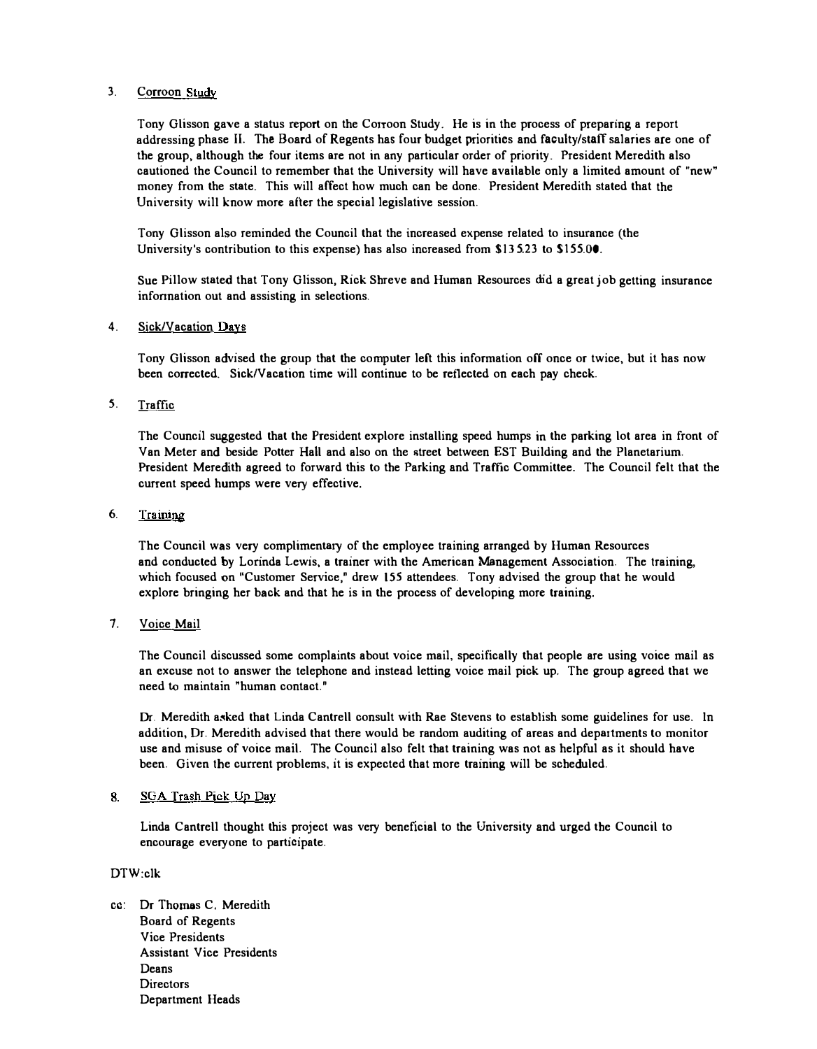3. Corroon Study

Tony Glisson gave a status report on the Corroon Study. He is in the process of preparing a report addressing phase II. The Board of Regents has four budget priorities and faculty/staff salaries are one of the group, although the four items are not in any particular order of priority. President Meredith also cautioned the Council to remember that the University will have available only a limited amount of "new" money from the state. This will affect how much can be done. President Meredith stated that the University will know more after the special legislative session.

Tony Glisson also reminded the Council that the increased expense related to insurance (the University's contribution to this expense) has also increased from $135.23 to $155.00.

Sue Pillow stated that Tony Glisson, Rick Shreve and Human Resources did a great job getting insurance information out and assisting in selections.

4. Sick/Vacation Days

Tony Glisson advised the group that the computer left this information off once or twice, but it has now been corrected. Sick/Vacation time will continue to be reflected on each pay check.

5. Traffic

The Council suggested that the President explore installing speed humps in the parking lot area in front of Van Meter and beside Potter Hall and also on the street between EST Building and the Planetarium. President Meredith agreed to forward this to the Parking and Traffic Committee. The Council felt that the current speed humps were very effective.

6. Training

The Council was very complimentary of the employee training arranged by Human Resources and conducted by Lorinda Lewis, a trainer with the American Management Association. The training, which focused on "Customer Service," drew 155 attendees. Tony advised the group that he would explore bringing her back and that he is in the process of developing more training.

7. Voice Mail

The Council discussed some complaints about voice mail, specifically that people are using voice mail as an excuse not to answer the telephone and instead letting voice mail pick up. The group agreed that we need to maintain "human contact."

Dr. Meredith asked that Linda Cantrell consult with Rae Stevens to establish some guidelines for use. In addition, Dr. Meredith advised that there would be random auditing of areas and departments to monitor use and misuse of voice mail. The Council also felt that training was not as helpful as it should have been. Given the current problems, it is expected that more training will be scheduled.

8. SGA Trash Pick Up Day

Linda Cantrell thought this project was very beneficial to the University and urged the Council to encourage everyone to participate.

DTW:clk

cc: Dr Thomas C. Meredith
Board of Regents
Vice Presidents
Assistant Vice Presidents
Deans
Directors
Department Heads